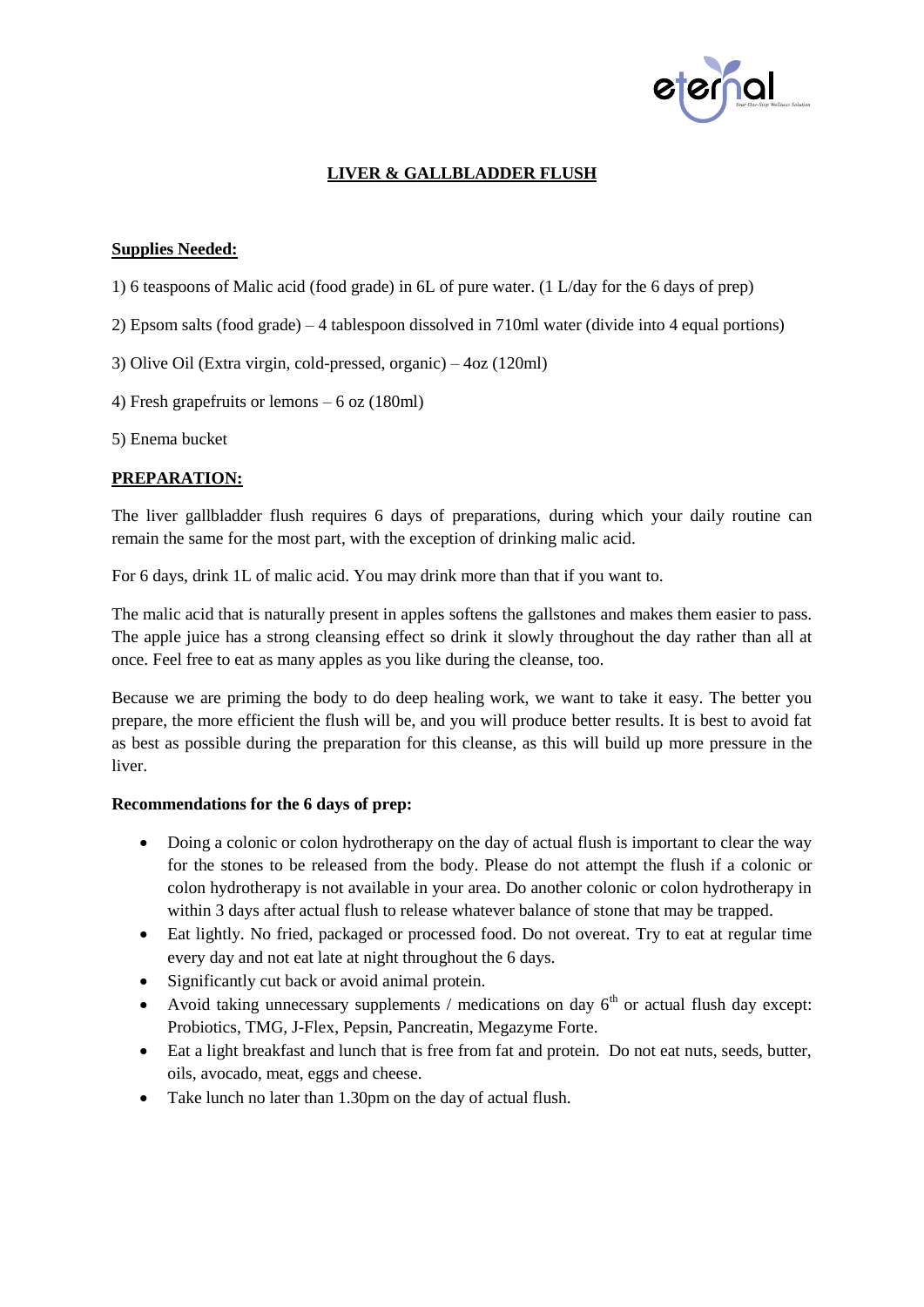# LIVER & GALLBLADDER FLUSH

## Supplies Needed:

1) 6 teaspoons of Malic acid (food grade) in 6L of pure water. (1 L/day for the 6 days of prep)

2) Epsom salts (food grade) – 4 tablespoon dissolved in 710ml water (divide into 4 equal portions)

3) Olive Oil (Extra virgin, cold-pressed, organic) – 4oz (120ml)

4) Fresh grapefruits or lemons – 6 oz (180ml)

5) Enema bucket

## PREPARATION:

The liver gallbladder flush requires 6 days of preparations, during which your daily routine can remain the same for the most part, with the exception of drinking malic acid.

For 6 days, drink 1L of malic acid. You may drink more than that if you want to.

The malic acid that is naturally present in apples softens the gallstones and makes them easier to pass. The apple juice has a strong cleansing effect so drink it slowly throughout the day rather than all at once. Feel free to eat as many apples as you like during the cleanse, too.

Because we are priming the body to do deep healing work, we want to take it easy. The better you prepare, the more efficient the flush will be, and you will produce better results. It is best to avoid fat as best as possible during the preparation for this cleanse, as this will build up more pressure in the liver.

**Recommendations for the 6 days of prep:**

- Doing a colonic or colon hydrotherapy on the day of actual flush is important to clear the way for the stones to be released from the body. Please do not attempt the flush if a colonic or colon hydrotherapy is not available in your area. Do another colonic or colon hydrotherapy in within 3 days after actual flush to release whatever balance of stone that may be trapped.
- Eat lightly. No fried, packaged or processed food. Do not overeat. Try to eat at regular time every day and not eat late at night throughout the 6 days.
- Significantly cut back or avoid animal protein.
- Avoid taking unnecessary supplements / medications on day 6th or actual flush day except: Probiotics, TMG, J-Flex, Pepsin, Pancreatin, Megazyme Forte.
- Eat a light breakfast and lunch that is free from fat and protein. Do not eat nuts, seeds, butter, oils, avocado, meat, eggs and cheese.
- Take lunch no later than 1.30pm on the day of actual flush.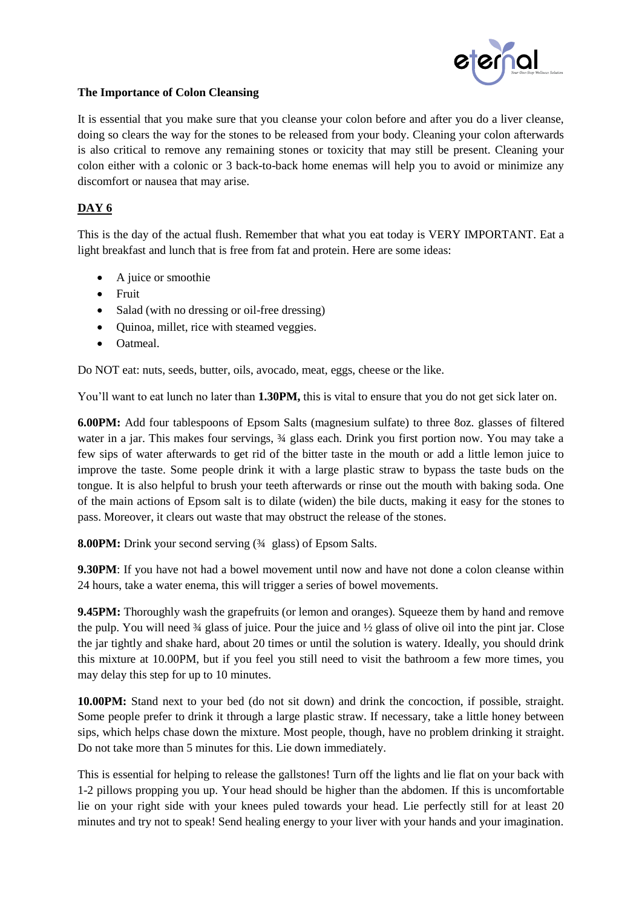**The Importance of Colon Cleansing**

It is essential that you make sure that you cleanse your colon before and after you do a liver cleanse, doing so clears the way for the stones to be released from your body. Cleaning your colon afterwards is also critical to remove any remaining stones or toxicity that may still be present. Cleaning your colon either with a colonic or 3 back-to-back home enemas will help you to avoid or minimize any discomfort or nausea that may arise.

## DAY 6

This is the day of the actual flush. Remember that what you eat today is VERY IMPORTANT. Eat a light breakfast and lunch that is free from fat and protein. Here are some ideas:

- A juice or smoothie
- Fruit
- Salad (with no dressing or oil-free dressing)
- Quinoa, millet, rice with steamed veggies.
- Oatmeal.

Do NOT eat: nuts, seeds, butter, oils, avocado, meat, eggs, cheese or the like.

You'll want to eat lunch no later than **1.30PM,** this is vital to ensure that you do not get sick later on.

**6.00PM:** Add four tablespoons of Epsom Salts (magnesium sulfate) to three 8oz. glasses of filtered water in a jar. This makes four servings, ¾ glass each. Drink you first portion now. You may take a few sips of water afterwards to get rid of the bitter taste in the mouth or add a little lemon juice to improve the taste. Some people drink it with a large plastic straw to bypass the taste buds on the tongue. It is also helpful to brush your teeth afterwards or rinse out the mouth with baking soda. One of the main actions of Epsom salt is to dilate (widen) the bile ducts, making it easy for the stones to pass. Moreover, it clears out waste that may obstruct the release of the stones.

**8.00PM:** Drink your second serving (¾ glass) of Epsom Salts.

**9.30PM**: If you have not had a bowel movement until now and have not done a colon cleanse within 24 hours, take a water enema, this will trigger a series of bowel movements.

**9.45PM:** Thoroughly wash the grapefruits (or lemon and oranges). Squeeze them by hand and remove the pulp. You will need ¾ glass of juice. Pour the juice and ½ glass of olive oil into the pint jar. Close the jar tightly and shake hard, about 20 times or until the solution is watery. Ideally, you should drink this mixture at 10.00PM, but if you feel you still need to visit the bathroom a few more times, you may delay this step for up to 10 minutes.

**10.00PM:** Stand next to your bed (do not sit down) and drink the concoction, if possible, straight. Some people prefer to drink it through a large plastic straw. If necessary, take a little honey between sips, which helps chase down the mixture. Most people, though, have no problem drinking it straight. Do not take more than 5 minutes for this. Lie down immediately.

This is essential for helping to release the gallstones! Turn off the lights and lie flat on your back with 1-2 pillows propping you up. Your head should be higher than the abdomen. If this is uncomfortable lie on your right side with your knees puled towards your head. Lie perfectly still for at least 20 minutes and try not to speak! Send healing energy to your liver with your hands and your imagination.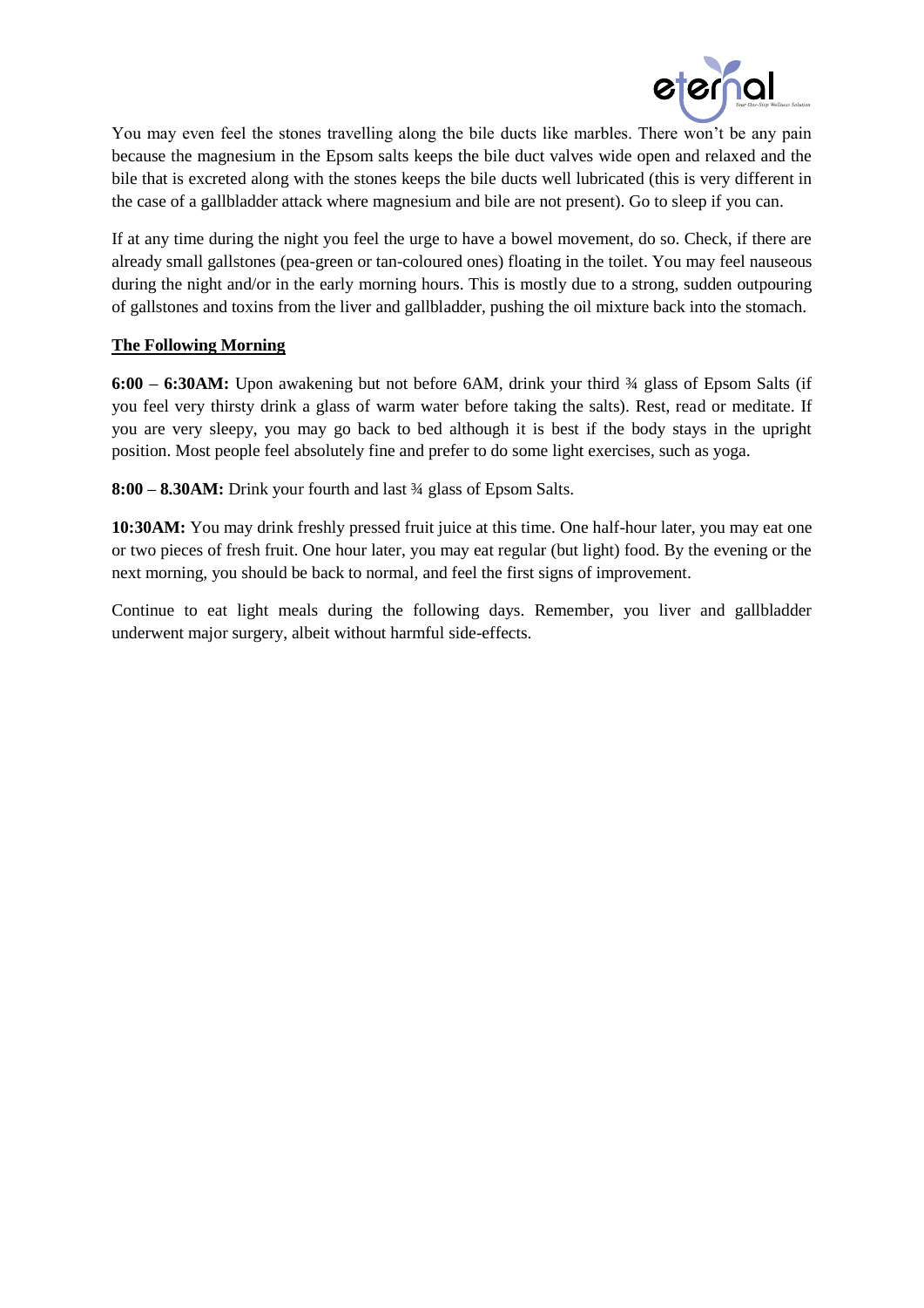You may even feel the stones travelling along the bile ducts like marbles. There won't be any pain because the magnesium in the Epsom salts keeps the bile duct valves wide open and relaxed and the bile that is excreted along with the stones keeps the bile ducts well lubricated (this is very different in the case of a gallbladder attack where magnesium and bile are not present). Go to sleep if you can.

If at any time during the night you feel the urge to have a bowel movement, do so. Check, if there are already small gallstones (pea-green or tan-coloured ones) floating in the toilet. You may feel nauseous during the night and/or in the early morning hours. This is mostly due to a strong, sudden outpouring of gallstones and toxins from the liver and gallbladder, pushing the oil mixture back into the stomach.

**The Following Morning**

**6:00 – 6:30AM:** Upon awakening but not before 6AM, drink your third ¾ glass of Epsom Salts (if you feel very thirsty drink a glass of warm water before taking the salts). Rest, read or meditate. If you are very sleepy, you may go back to bed although it is best if the body stays in the upright position. Most people feel absolutely fine and prefer to do some light exercises, such as yoga.

**8:00 – 8.30AM:** Drink your fourth and last ¾ glass of Epsom Salts.

**10:30AM:** You may drink freshly pressed fruit juice at this time. One half-hour later, you may eat one or two pieces of fresh fruit. One hour later, you may eat regular (but light) food. By the evening or the next morning, you should be back to normal, and feel the first signs of improvement.

Continue to eat light meals during the following days. Remember, you liver and gallbladder underwent major surgery, albeit without harmful side-effects.